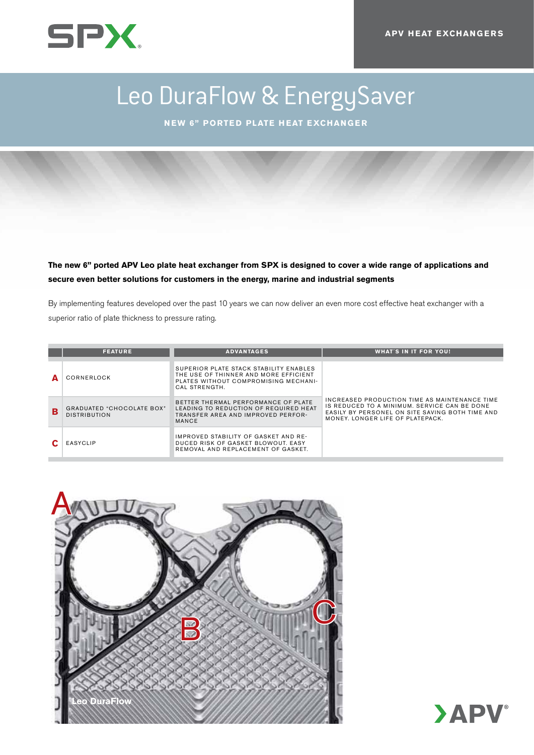SPX

APV HEAT EXCHANGERS

# Leo DuraFlow & EnergySaver

## NEW 6" PORTED PLATE HEAT EXCHANGER

**The new 6" ported APV Leo plate heat exchanger from SPX is designed to cover a wide range of applications and secure even better solutions for customers in the energy, marine and industrial segments**

By implementing features developed over the past 10 years we can now deliver an even more cost effective heat exchanger with a superior ratio of plate thickness to pressure rating.

| | FEATURE | ADVANTAGES | WHAT´S IN IT FOR YOU! |
|---|---|---|---|
| A | CORNERLOCK | SUPERIOR PLATE STACK STABILITY ENABLES THE USE OF THINNER AND MORE EFFICIENT PLATES WITHOUT COMPROMISING MECHANICAL STRENGTH. | INCREASED PRODUCTION TIME AS MAINTENANCE TIME IS REDUCED TO A MINIMUM. SERVICE CAN BE DONE EASILY BY PERSONEL ON SITE SAVING BOTH TIME AND MONEY. LONGER LIFE OF PLATEPACK. |
| B | GRADUATED "CHOCOLATE BOX" DISTRIBUTION | BETTER THERMAL PERFORMANCE OF PLATE LEADING TO REDUCTION OF REQUIRED HEAT TRANSFER AREA AND IMPROVED PERFORMANCE | |
| C | EASYCLIP | IMPROVED STABILITY OF GASKET AND REDUCED RISK OF GASKET BLOWOUT. EASY REMOVAL AND REPLACEMENT OF GASKET. | |

A

B

C

Leo DuraFlow

APV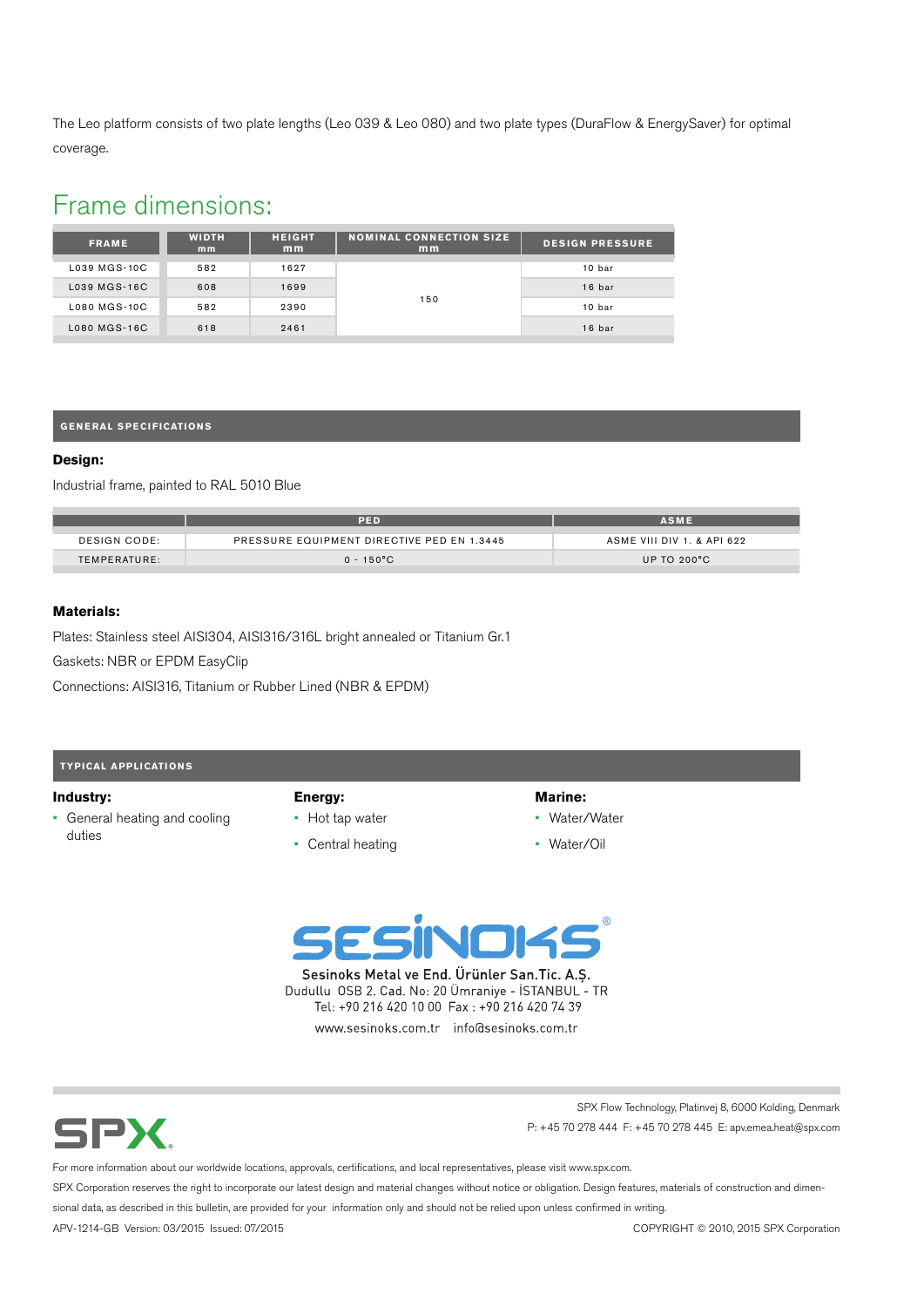The Leo platform consists of two plate lengths (Leo 039 & Leo 080) and two plate types (DuraFlow & EnergySaver) for optimal coverage.

## Frame dimensions:

| FRAME | WIDTH mm | HEIGHT mm | NOMINAL CONNECTION SIZE mm | DESIGN PRESSURE |
|---|---|---|---|---|
| L039 MGS-10C | 582 | 1627 | 150 | 10 bar |
| L039 MGS-16C | 608 | 1699 | 150 | 16 bar |
| L080 MGS-10C | 582 | 2390 | 150 | 10 bar |
| L080 MGS-16C | 618 | 2461 | 150 | 16 bar |

### GENERAL SPECIFICATIONS

**Design:**

Industrial frame, painted to RAL 5010 Blue

| | PED | ASME |
|---|---|---|
| DESIGN CODE: | PRESSURE EQUIPMENT DIRECTIVE PED EN 1.3445 | ASME VIII DIV 1. & API 622 |
| TEMPERATURE: | 0 - 150°C | UP TO 200°C |

**Materials:**

Plates: Stainless steel AISI304, AISI316/316L bright annealed or Titanium Gr.1

Gaskets: NBR or EPDM EasyClip

Connections: AISI316, Titanium or Rubber Lined (NBR & EPDM)

### TYPICAL APPLICATIONS

**Industry:**

- General heating and cooling duties

**Energy:**

- Hot tap water
- Central heating

**Marine:**

- Water/Water
- Water/Oil

SESINOKS®

Sesinoks Metal ve End. Ürünler San.Tic. A.Ş.
Dudullu OSB 2. Cad. No: 20 Ümraniye - İSTANBUL - TR
Tel: +90 216 420 10 00 Fax : +90 216 420 74 39
www.sesinoks.com.tr info@sesinoks.com.tr

SPX

SPX Flow Technology, Platinvej 8, 6000 Kolding, Denmark
P: +45 70 278 444 F: +45 70 278 445 E: apv.emea.heat@spx.com

For more information about our worldwide locations, approvals, certifications, and local representatives, please visit www.spx.com.

SPX Corporation reserves the right to incorporate our latest design and material changes without notice or obligation. Design features, materials of construction and dimensional data, as described in this bulletin, are provided for your information only and should not be relied upon unless confirmed in writing.

APV-1214-GB Version: 03/2015 Issued: 07/2015

COPYRIGHT © 2010, 2015 SPX Corporation